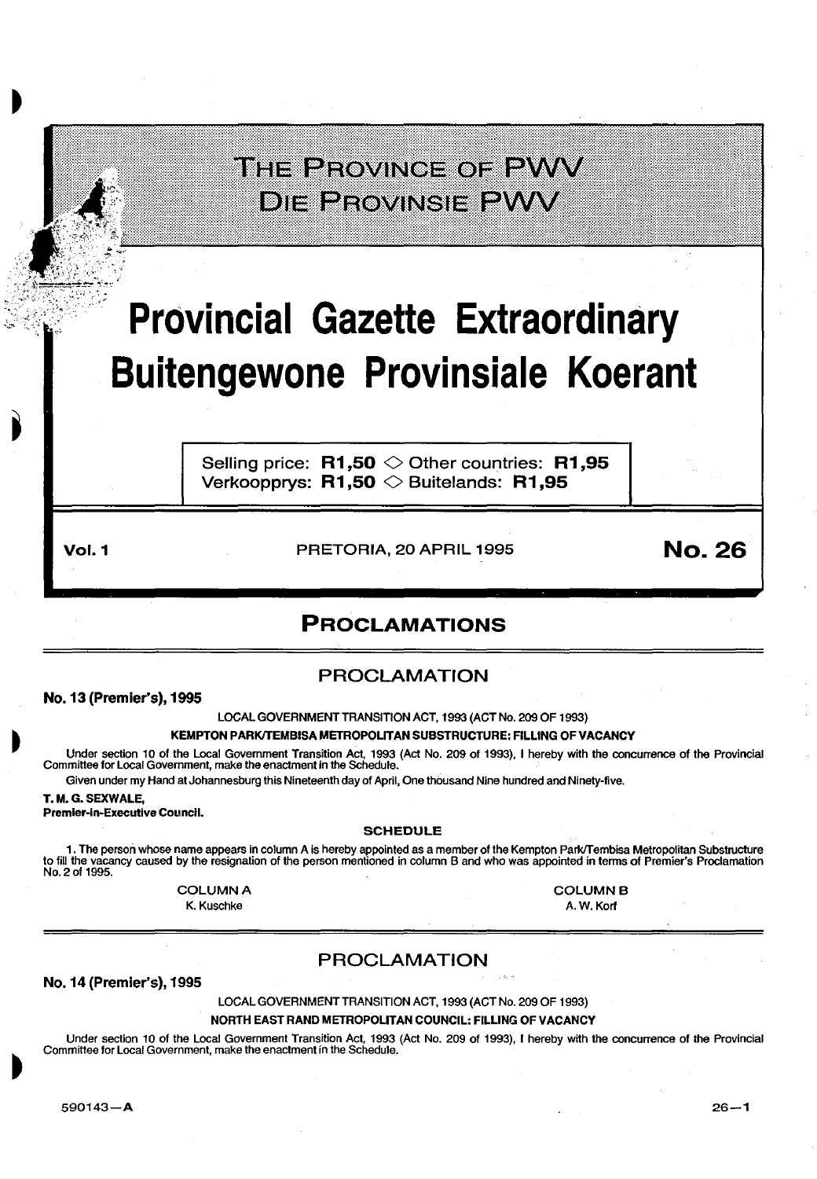# THE PROVINCE OF PWV
# DIE PROVINSIE PWV

# Provincial Gazette Extraordinary
# Buitengewone Provinsiale Koerant

Selling price: **R1,50** ◇ Other countries: **R1,95**
Verkoopprys: **R1,50** ◇ Buitelands: **R1,95**

**Vol. 1** PRETORIA, 20 APRIL 1995 **No. 26**

## PROCLAMATIONS

### PROCLAMATION

**No. 13 (Premier's), 1995**

LOCAL GOVERNMENT TRANSITION ACT, 1993 (ACT No. 209 OF 1993)

**KEMPTON PARK/TEMBISA METROPOLITAN SUBSTRUCTURE: FILLING OF VACANCY**

Under section 10 of the Local Government Transition Act, 1993 (Act No. 209 of 1993), I hereby with the concurrence of the Provincial Committee for Local Government, make the enactment in the Schedule.

Given under my Hand at Johannesburg this Nineteenth day of April, One thousand Nine hundred and Ninety-five.

**T. M. G. SEXWALE,**
**Premier-in-Executive Council.**

**SCHEDULE**

1. The person whose name appears in column A is hereby appointed as a member of the Kempton Park/Tembisa Metropolitan Substructure to fill the vacancy caused by the resignation of the person mentioned in column B and who was appointed in terms of Premier's Proclamation No. 2 of 1995.

| COLUMN A | COLUMN B |
|---|---|
| K. Kuschke | A. W. Korf |

### PROCLAMATION

**No. 14 (Premier's), 1995**

LOCAL GOVERNMENT TRANSITION ACT, 1993 (ACT No. 209 OF 1993)

**NORTH EAST RAND METROPOLITAN COUNCIL: FILLING OF VACANCY**

Under section 10 of the Local Government Transition Act, 1993 (Act No. 209 of 1993), I hereby with the concurrence of the Provincial Committee for Local Government, make the enactment in the Schedule.

590143—A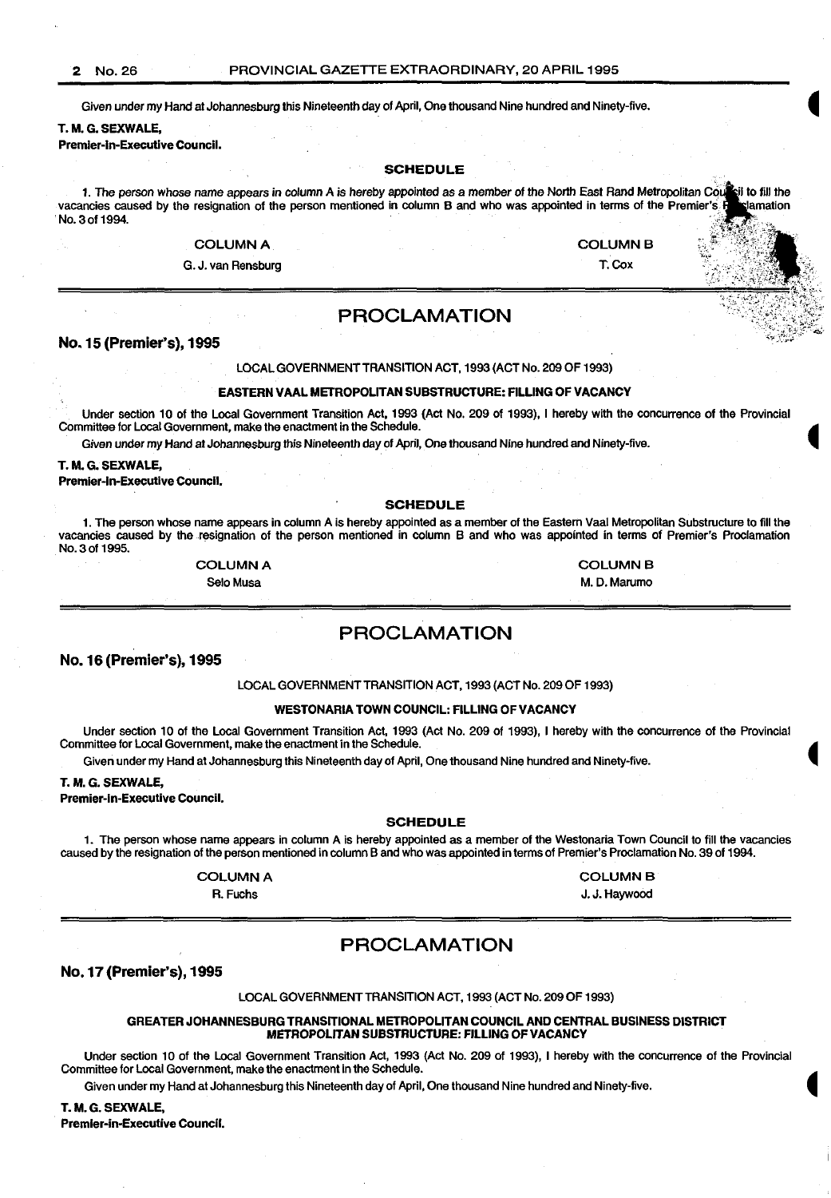Given under my Hand at Johannesburg this Nineteenth day of April, One thousand Nine hundred and Ninety-five.

**T. M. G. SEXWALE,**
**Premier-in-Executive Council.**

### SCHEDULE

1. The person whose name appears in column A is hereby appointed as a member of the North East Rand Metropolitan Council to fill the vacancies caused by the resignation of the person mentioned in column B and who was appointed in terms of the Premier's Proclamation No. 3 of 1994.

| COLUMN A | COLUMN B |
|---|---|
| G. J. van Rensburg | T. Cox |

## PROCLAMATION

### No. 15 (Premier's), 1995

LOCAL GOVERNMENT TRANSITION ACT, 1993 (ACT No. 209 OF 1993)

**EASTERN VAAL METROPOLITAN SUBSTRUCTURE: FILLING OF VACANCY**

Under section 10 of the Local Government Transition Act, 1993 (Act No. 209 of 1993), I hereby with the concurrence of the Provincial Committee for Local Government, make the enactment in the Schedule.

Given under my Hand at Johannesburg this Nineteenth day of April, One thousand Nine hundred and Ninety-five.

**T. M. G. SEXWALE,**
**Premier-in-Executive Council.**

### SCHEDULE

1. The person whose name appears in column A is hereby appointed as a member of the Eastern Vaal Metropolitan Substructure to fill the vacancies caused by the resignation of the person mentioned in column B and who was appointed in terms of Premier's Proclamation No. 3 of 1995.

| COLUMN A | COLUMN B |
|---|---|
| Selo Musa | M. D. Marumo |

## PROCLAMATION

### No. 16 (Premier's), 1995

LOCAL GOVERNMENT TRANSITION ACT, 1993 (ACT No. 209 OF 1993)

**WESTONARIA TOWN COUNCIL: FILLING OF VACANCY**

Under section 10 of the Local Government Transition Act, 1993 (Act No. 209 of 1993), I hereby with the concurrence of the Provincial Committee for Local Government, make the enactment in the Schedule.

Given under my Hand at Johannesburg this Nineteenth day of April, One thousand Nine hundred and Ninety-five.

**T. M. G. SEXWALE,**
**Premier-in-Executive Council.**

### SCHEDULE

1. The person whose name appears in column A is hereby appointed as a member of the Westonaria Town Council to fill the vacancies caused by the resignation of the person mentioned in column B and who was appointed in terms of Premier's Proclamation No. 39 of 1994.

| COLUMN A | COLUMN B |
|---|---|
| R. Fuchs | J. J. Haywood |

## PROCLAMATION

### No. 17 (Premier's), 1995

LOCAL GOVERNMENT TRANSITION ACT, 1993 (ACT No. 209 OF 1993)

**GREATER JOHANNESBURG TRANSITIONAL METROPOLITAN COUNCIL AND CENTRAL BUSINESS DISTRICT METROPOLITAN SUBSTRUCTURE: FILLING OF VACANCY**

Under section 10 of the Local Government Transition Act, 1993 (Act No. 209 of 1993), I hereby with the concurrence of the Provincial Committee for Local Government, make the enactment in the Schedule.

Given under my Hand at Johannesburg this Nineteenth day of April, One thousand Nine hundred and Ninety-five.

**T. M. G. SEXWALE,**
**Premier-in-Executive Council.**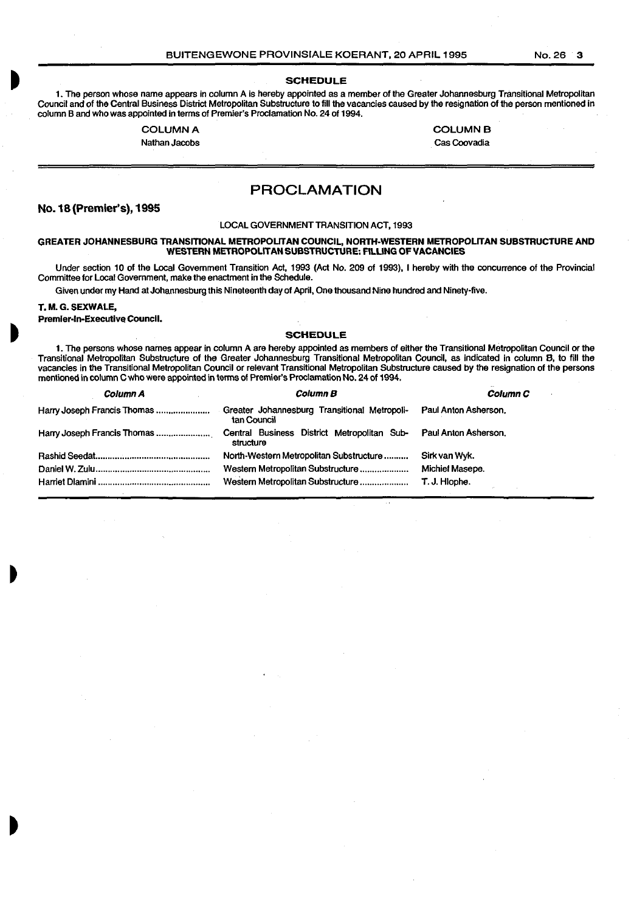### SCHEDULE

1. The person whose name appears in column A is hereby appointed as a member of the Greater Johannesburg Transitional Metropolitan Council and of the Central Business District Metropolitan Substructure to fill the vacancies caused by the resignation of the person mentioned in column B and who was appointed in terms of Premier's Proclamation No. 24 of 1994.

| COLUMN A | COLUMN B |
|---|---|
| Nathan Jacobs | Cas Coovadia |

## PROCLAMATION

**No. 18 (Premier's), 1995**

LOCAL GOVERNMENT TRANSITION ACT, 1993

**GREATER JOHANNESBURG TRANSITIONAL METROPOLITAN COUNCIL, NORTH-WESTERN METROPOLITAN SUBSTRUCTURE AND WESTERN METROPOLITAN SUBSTRUCTURE: FILLING OF VACANCIES**

Under section 10 of the Local Government Transition Act, 1993 (Act No. 209 of 1993), I hereby with the concurrence of the Provincial Committee for Local Government, make the enactment in the Schedule.

Given under my Hand at Johannesburg this Nineteenth day of April, One thousand Nine hundred and Ninety-five.

**T. M. G. SEXWALE,**
**Premier-in-Executive Council.**

### SCHEDULE

1. The persons whose names appear in column A are hereby appointed as members of either the Transitional Metropolitan Council or the Transitional Metropolitan Substructure of the Greater Johannesburg Transitional Metropolitan Council, as indicated in column B, to fill the vacancies in the Transitional Metropolitan Council or relevant Transitional Metropolitan Substructure caused by the resignation of the persons mentioned in column C who were appointed in terms of Premier's Proclamation No. 24 of 1994.

| *Column A* | *Column B* | *Column C* |
|---|---|---|
| Harry Joseph Francis Thomas | Greater Johannesburg Transitional Metropolitan Council | Paul Anton Asherson. |
| Harry Joseph Francis Thomas | Central Business District Metropolitan Substructure | Paul Anton Asherson. |
| Rashid Seedat | North-Western Metropolitan Substructure | Sirk van Wyk. |
| Daniel W. Zulu | Western Metropolitan Substructure | Michiel Masepe. |
| Harriet Dlamini | Western Metropolitan Substructure | T. J. Hlophe. |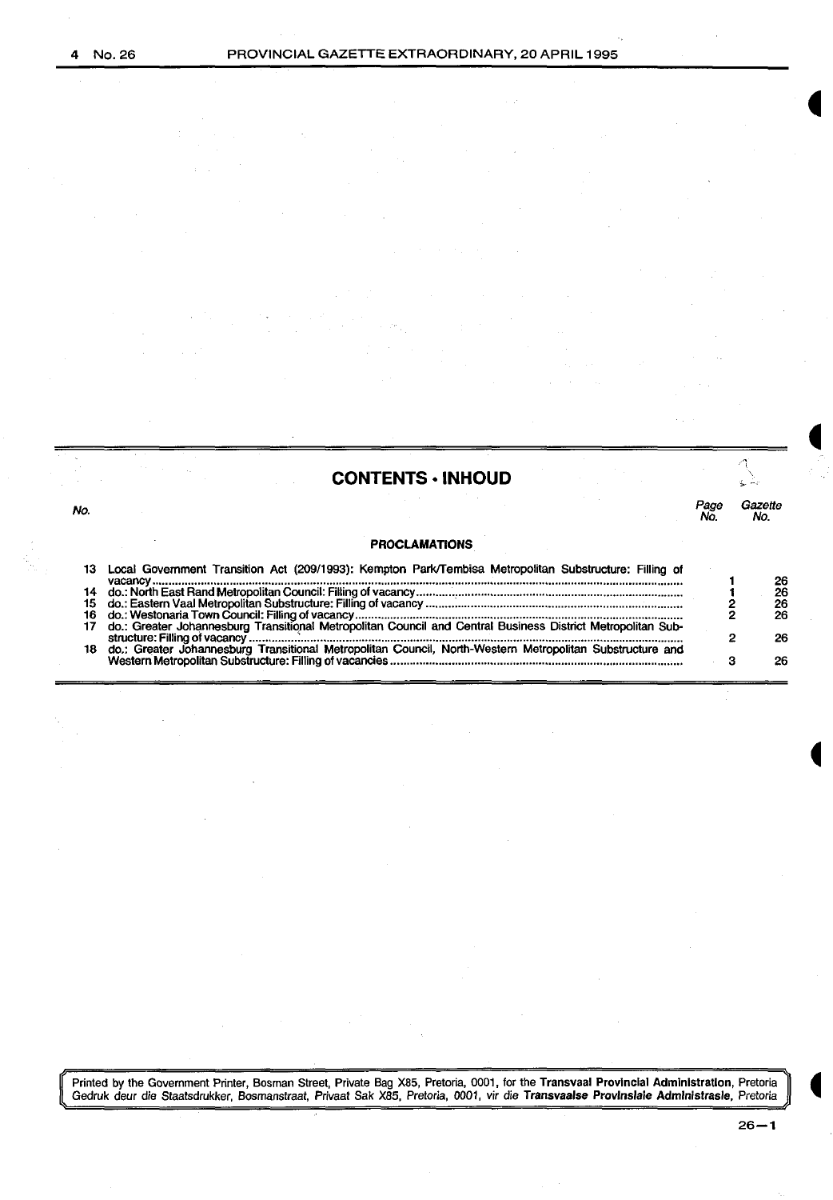## CONTENTS · INHOUD

| No. | | Page No. | Gazette No. |
|---|---|---|---|
| | **PROCLAMATIONS** | | |
| 13 | Local Government Transition Act (209/1993): Kempton Park/Tembisa Metropolitan Substructure: Filling of vacancy | 1 | 26 |
| 14 | do.: North East Rand Metropolitan Council: Filling of vacancy | 1 | 26 |
| 15 | do.: Eastern Vaal Metropolitan Substructure: Filling of vacancy | 2 | 26 |
| 16 | do.: Westonaria Town Council: Filling of vacancy | 2 | 26 |
| 17 | do.: Greater Johannesburg Transitional Metropolitan Council and Central Business District Metropolitan Substructure: Filling of vacancy | 2 | 26 |
| 18 | do.: Greater Johannesburg Transitional Metropolitan Council, North-Western Metropolitan Substructure and Western Metropolitan Substructure: Filling of vacancies | 3 | 26 |

Printed by the Government Printer, Bosman Street, Private Bag X85, Pretoria, 0001, for the **Transvaal Provincial Administration**, Pretoria
Gedruk deur die Staatsdrukker, Bosmanstraat, Privaat Sak X85, Pretoria, 0001, vir die **Transvaalse Provinsiale Administrasie**, Pretoria

26—1